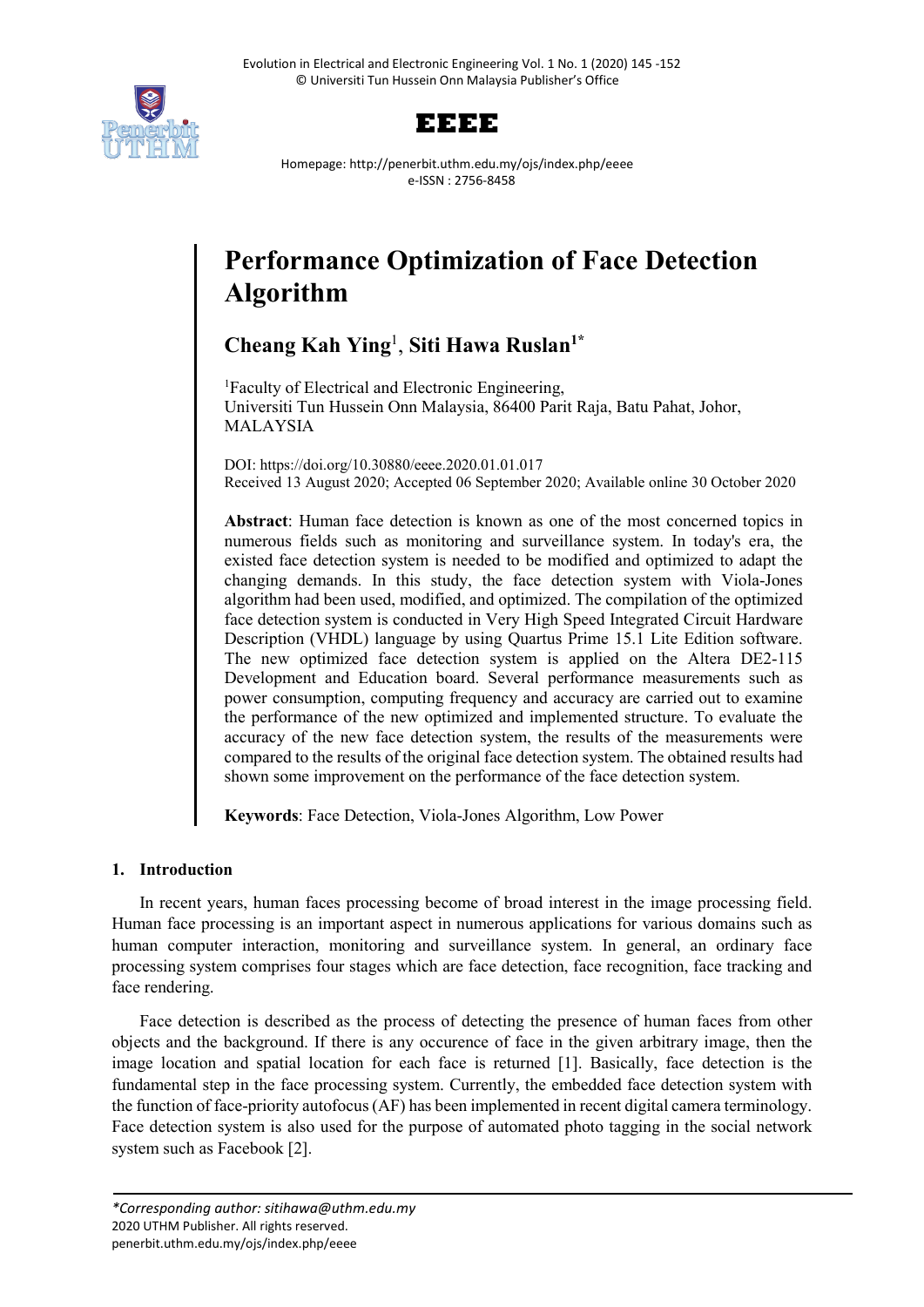# Performance Optimization of Face Detection Algorithm

**Cheang Kah Ying**[1], **Siti Hawa Ruslan**[1*]

[1]Faculty of Electrical and Electronic Engineering,
Universiti Tun Hussein Onn Malaysia, 86400 Parit Raja, Batu Pahat, Johor, MALAYSIA

DOI: https://doi.org/10.30880/eeee.2020.01.01.017
Received 13 August 2020; Accepted 06 September 2020; Available online 30 October 2020

**Abstract**: Human face detection is known as one of the most concerned topics in numerous fields such as monitoring and surveillance system. In today's era, the existed face detection system is needed to be modified and optimized to adapt the changing demands. In this study, the face detection system with Viola-Jones algorithm had been used, modified, and optimized. The compilation of the optimized face detection system is conducted in Very High Speed Integrated Circuit Hardware Description (VHDL) language by using Quartus Prime 15.1 Lite Edition software. The new optimized face detection system is applied on the Altera DE2-115 Development and Education board. Several performance measurements such as power consumption, computing frequency and accuracy are carried out to examine the performance of the new optimized and implemented structure. To evaluate the accuracy of the new face detection system, the results of the measurements were compared to the results of the original face detection system. The obtained results had shown some improvement on the performance of the face detection system.

**Keywords**: Face Detection, Viola-Jones Algorithm, Low Power

## 1. Introduction

In recent years, human faces processing become of broad interest in the image processing field. Human face processing is an important aspect in numerous applications for various domains such as human computer interaction, monitoring and surveillance system. In general, an ordinary face processing system comprises four stages which are face detection, face recognition, face tracking and face rendering.

Face detection is described as the process of detecting the presence of human faces from other objects and the background. If there is any occurence of face in the given arbitrary image, then the image location and spatial location for each face is returned [1]. Basically, face detection is the fundamental step in the face processing system. Currently, the embedded face detection system with the function of face-priority autofocus (AF) has been implemented in recent digital camera terminology. Face detection system is also used for the purpose of automated photo tagging in the social network system such as Facebook [2].

*\*Corresponding author: sitihawa@uthm.edu.my*
2020 UTHM Publisher. All rights reserved.
penerbit.uthm.edu.my/ojs/index.php/eeee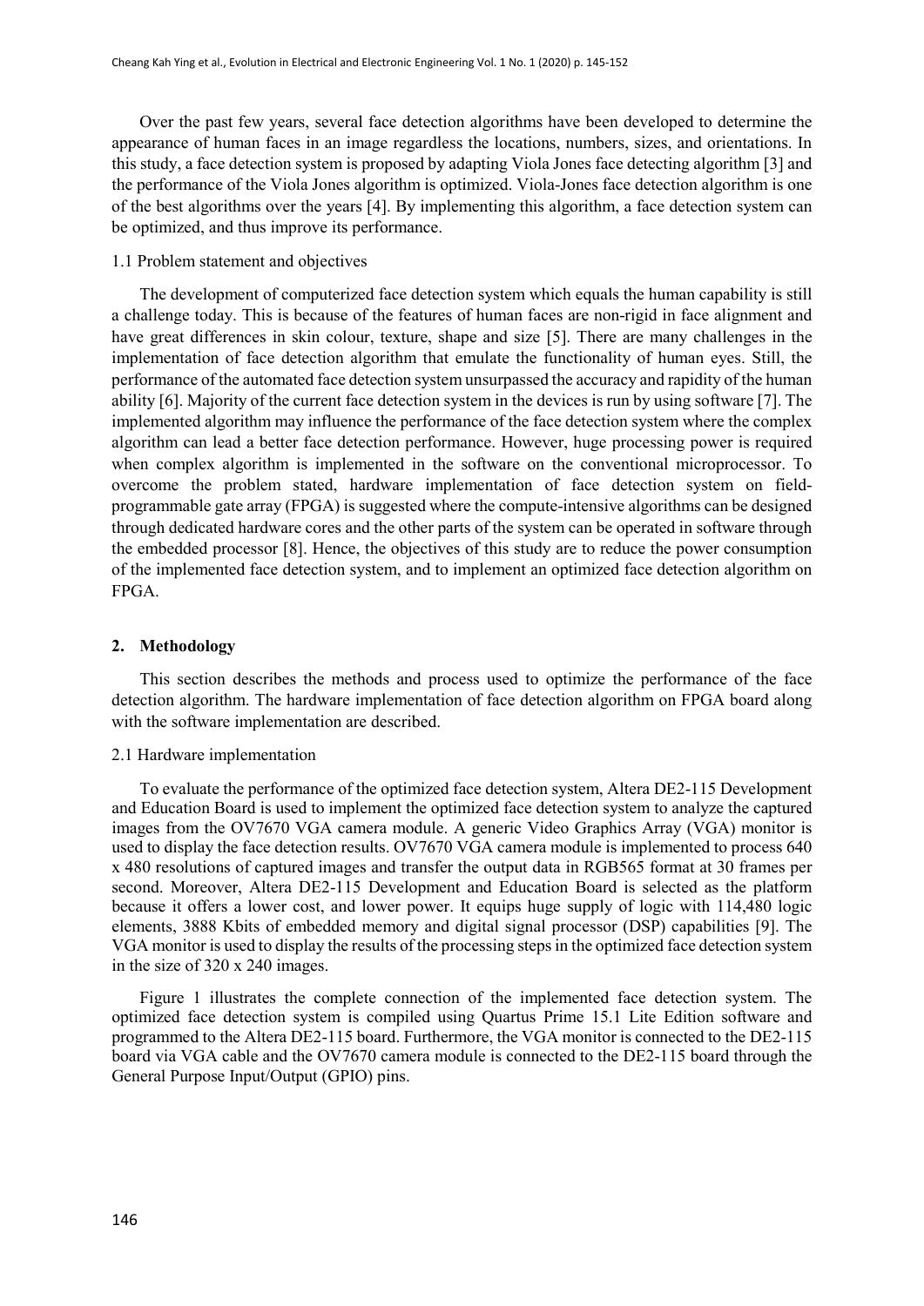Over the past few years, several face detection algorithms have been developed to determine the appearance of human faces in an image regardless the locations, numbers, sizes, and orientations. In this study, a face detection system is proposed by adapting Viola Jones face detecting algorithm [3] and the performance of the Viola Jones algorithm is optimized. Viola-Jones face detection algorithm is one of the best algorithms over the years [4]. By implementing this algorithm, a face detection system can be optimized, and thus improve its performance.

### 1.1 Problem statement and objectives

The development of computerized face detection system which equals the human capability is still a challenge today. This is because of the features of human faces are non-rigid in face alignment and have great differences in skin colour, texture, shape and size [5]. There are many challenges in the implementation of face detection algorithm that emulate the functionality of human eyes. Still, the performance of the automated face detection system unsurpassed the accuracy and rapidity of the human ability [6]. Majority of the current face detection system in the devices is run by using software [7]. The implemented algorithm may influence the performance of the face detection system where the complex algorithm can lead a better face detection performance. However, huge processing power is required when complex algorithm is implemented in the software on the conventional microprocessor. To overcome the problem stated, hardware implementation of face detection system on field-programmable gate array (FPGA) is suggested where the compute-intensive algorithms can be designed through dedicated hardware cores and the other parts of the system can be operated in software through the embedded processor [8]. Hence, the objectives of this study are to reduce the power consumption of the implemented face detection system, and to implement an optimized face detection algorithm on FPGA.

## 2. Methodology

This section describes the methods and process used to optimize the performance of the face detection algorithm. The hardware implementation of face detection algorithm on FPGA board along with the software implementation are described.

### 2.1 Hardware implementation

To evaluate the performance of the optimized face detection system, Altera DE2-115 Development and Education Board is used to implement the optimized face detection system to analyze the captured images from the OV7670 VGA camera module. A generic Video Graphics Array (VGA) monitor is used to display the face detection results. OV7670 VGA camera module is implemented to process 640 x 480 resolutions of captured images and transfer the output data in RGB565 format at 30 frames per second. Moreover, Altera DE2-115 Development and Education Board is selected as the platform because it offers a lower cost, and lower power. It equips huge supply of logic with 114,480 logic elements, 3888 Kbits of embedded memory and digital signal processor (DSP) capabilities [9]. The VGA monitor is used to display the results of the processing steps in the optimized face detection system in the size of 320 x 240 images.

Figure 1 illustrates the complete connection of the implemented face detection system. The optimized face detection system is compiled using Quartus Prime 15.1 Lite Edition software and programmed to the Altera DE2-115 board. Furthermore, the VGA monitor is connected to the DE2-115 board via VGA cable and the OV7670 camera module is connected to the DE2-115 board through the General Purpose Input/Output (GPIO) pins.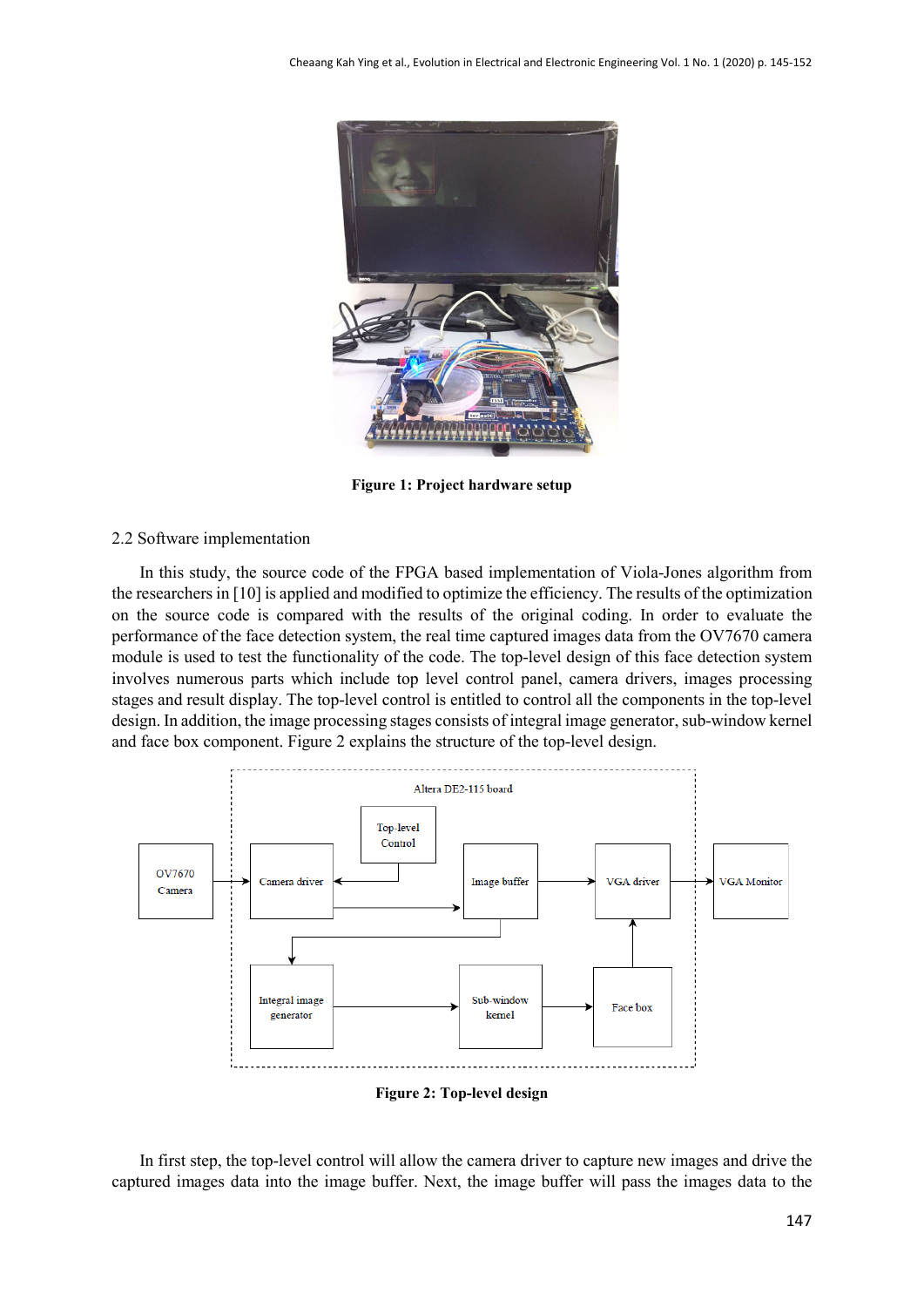**Figure 1: Project hardware setup**

2.2 Software implementation

In this study, the source code of the FPGA based implementation of Viola-Jones algorithm from the researchers in [10] is applied and modified to optimize the efficiency. The results of the optimization on the source code is compared with the results of the original coding. In order to evaluate the performance of the face detection system, the real time captured images data from the OV7670 camera module is used to test the functionality of the code. The top-level design of this face detection system involves numerous parts which include top level control panel, camera drivers, images processing stages and result display. The top-level control is entitled to control all the components in the top-level design. In addition, the image processing stages consists of integral image generator, sub-window kernel and face box component. Figure 2 explains the structure of the top-level design.

**Figure 2: Top-level design**

In first step, the top-level control will allow the camera driver to capture new images and drive the captured images data into the image buffer. Next, the image buffer will pass the images data to the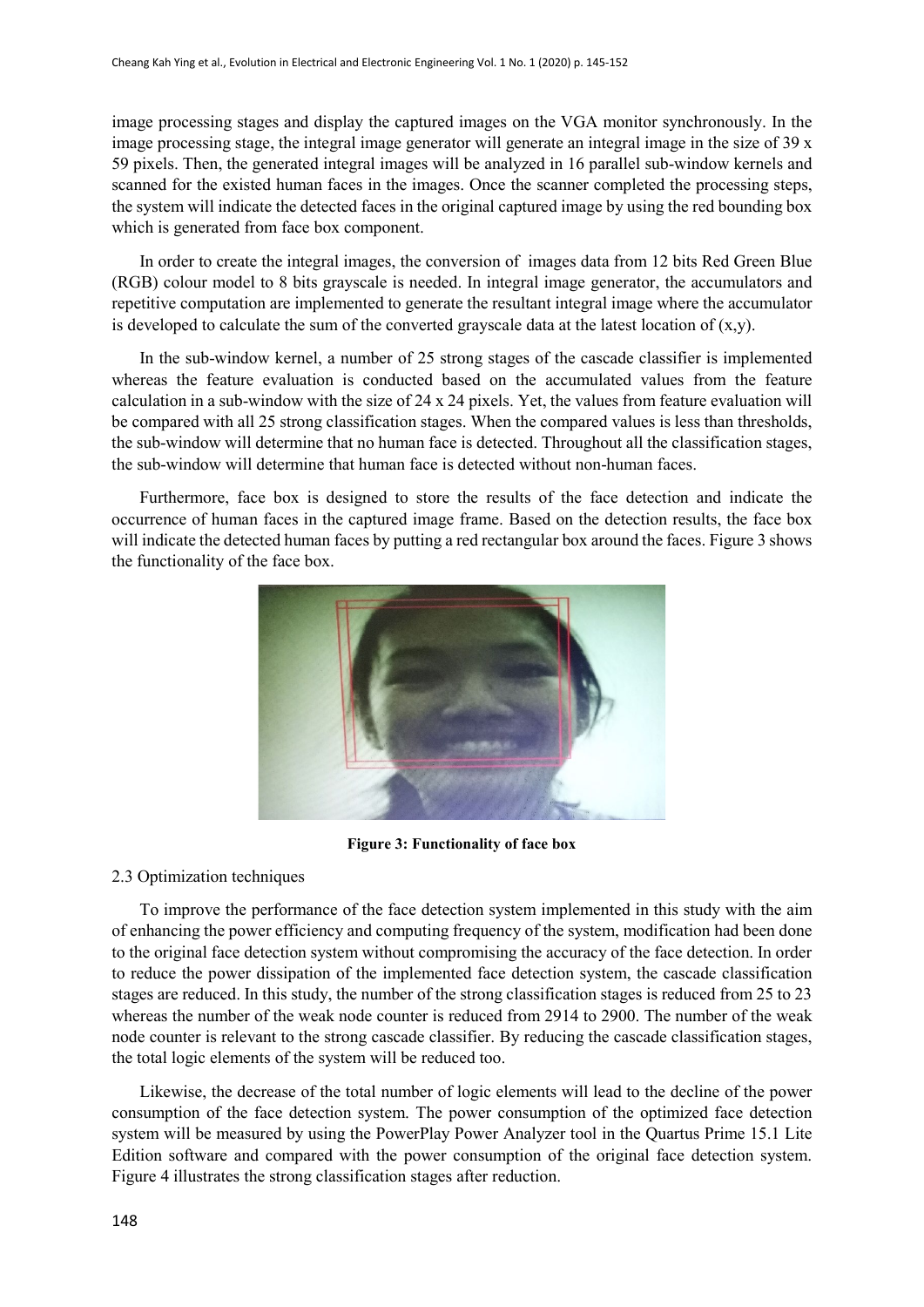image processing stages and display the captured images on the VGA monitor synchronously. In the image processing stage, the integral image generator will generate an integral image in the size of 39 x 59 pixels. Then, the generated integral images will be analyzed in 16 parallel sub-window kernels and scanned for the existed human faces in the images. Once the scanner completed the processing steps, the system will indicate the detected faces in the original captured image by using the red bounding box which is generated from face box component.

In order to create the integral images, the conversion of images data from 12 bits Red Green Blue (RGB) colour model to 8 bits grayscale is needed. In integral image generator, the accumulators and repetitive computation are implemented to generate the resultant integral image where the accumulator is developed to calculate the sum of the converted grayscale data at the latest location of (x,y).

In the sub-window kernel, a number of 25 strong stages of the cascade classifier is implemented whereas the feature evaluation is conducted based on the accumulated values from the feature calculation in a sub-window with the size of 24 x 24 pixels. Yet, the values from feature evaluation will be compared with all 25 strong classification stages. When the compared values is less than thresholds, the sub-window will determine that no human face is detected. Throughout all the classification stages, the sub-window will determine that human face is detected without non-human faces.

Furthermore, face box is designed to store the results of the face detection and indicate the occurrence of human faces in the captured image frame. Based on the detection results, the face box will indicate the detected human faces by putting a red rectangular box around the faces. Figure 3 shows the functionality of the face box.

**Figure 3: Functionality of face box**

### 2.3 Optimization techniques

To improve the performance of the face detection system implemented in this study with the aim of enhancing the power efficiency and computing frequency of the system, modification had been done to the original face detection system without compromising the accuracy of the face detection. In order to reduce the power dissipation of the implemented face detection system, the cascade classification stages are reduced. In this study, the number of the strong classification stages is reduced from 25 to 23 whereas the number of the weak node counter is reduced from 2914 to 2900. The number of the weak node counter is relevant to the strong cascade classifier. By reducing the cascade classification stages, the total logic elements of the system will be reduced too.

Likewise, the decrease of the total number of logic elements will lead to the decline of the power consumption of the face detection system. The power consumption of the optimized face detection system will be measured by using the PowerPlay Power Analyzer tool in the Quartus Prime 15.1 Lite Edition software and compared with the power consumption of the original face detection system. Figure 4 illustrates the strong classification stages after reduction.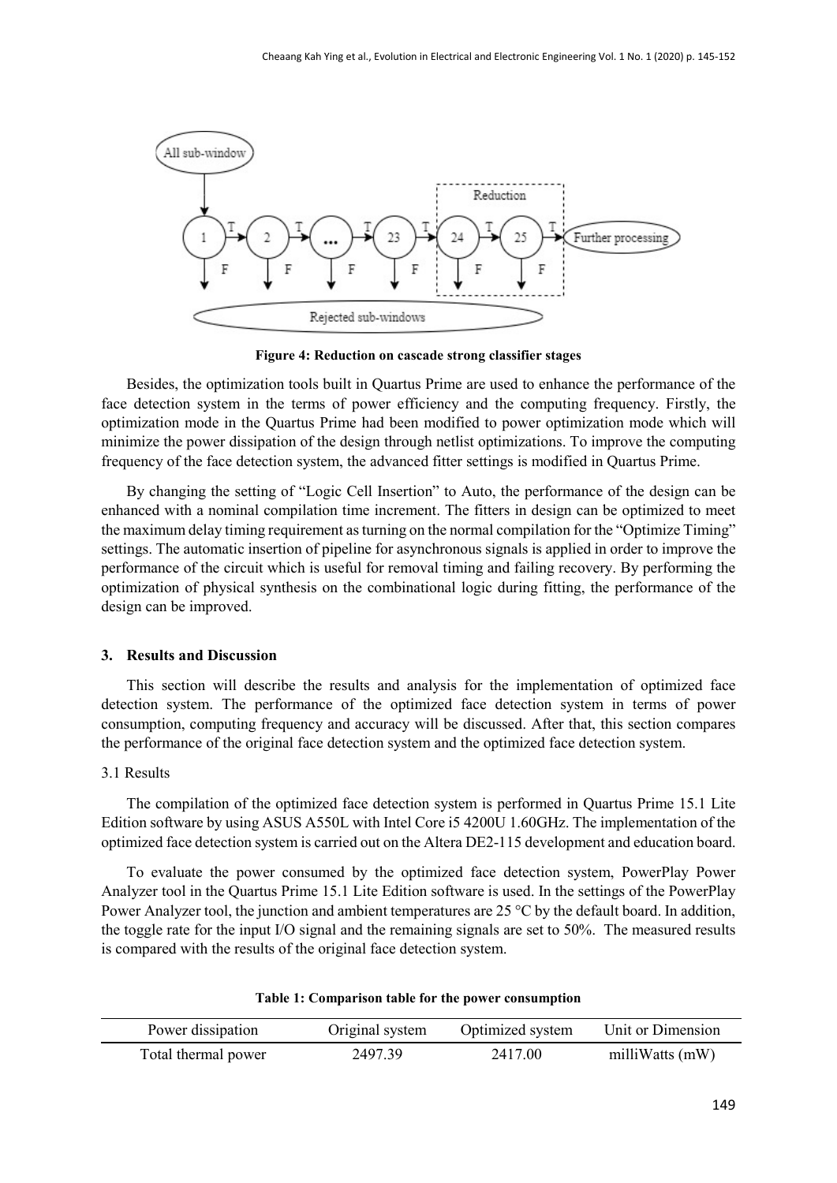**Figure 4: Reduction on cascade strong classifier stages**

Besides, the optimization tools built in Quartus Prime are used to enhance the performance of the face detection system in the terms of power efficiency and the computing frequency. Firstly, the optimization mode in the Quartus Prime had been modified to power optimization mode which will minimize the power dissipation of the design through netlist optimizations. To improve the computing frequency of the face detection system, the advanced fitter settings is modified in Quartus Prime.

By changing the setting of "Logic Cell Insertion" to Auto, the performance of the design can be enhanced with a nominal compilation time increment. The fitters in design can be optimized to meet the maximum delay timing requirement as turning on the normal compilation for the "Optimize Timing" settings. The automatic insertion of pipeline for asynchronous signals is applied in order to improve the performance of the circuit which is useful for removal timing and failing recovery. By performing the optimization of physical synthesis on the combinational logic during fitting, the performance of the design can be improved.

## 3. Results and Discussion

This section will describe the results and analysis for the implementation of optimized face detection system. The performance of the optimized face detection system in terms of power consumption, computing frequency and accuracy will be discussed. After that, this section compares the performance of the original face detection system and the optimized face detection system.

### 3.1 Results

The compilation of the optimized face detection system is performed in Quartus Prime 15.1 Lite Edition software by using ASUS A550L with Intel Core i5 4200U 1.60GHz. The implementation of the optimized face detection system is carried out on the Altera DE2-115 development and education board.

To evaluate the power consumed by the optimized face detection system, PowerPlay Power Analyzer tool in the Quartus Prime 15.1 Lite Edition software is used. In the settings of the PowerPlay Power Analyzer tool, the junction and ambient temperatures are 25 °C by the default board. In addition, the toggle rate for the input I/O signal and the remaining signals are set to 50%. The measured results is compared with the results of the original face detection system.

**Table 1: Comparison table for the power consumption**

| Power dissipation | Original system | Optimized system | Unit or Dimension |
|---|---|---|---|
| Total thermal power | 2497.39 | 2417.00 | milliWatts (mW) |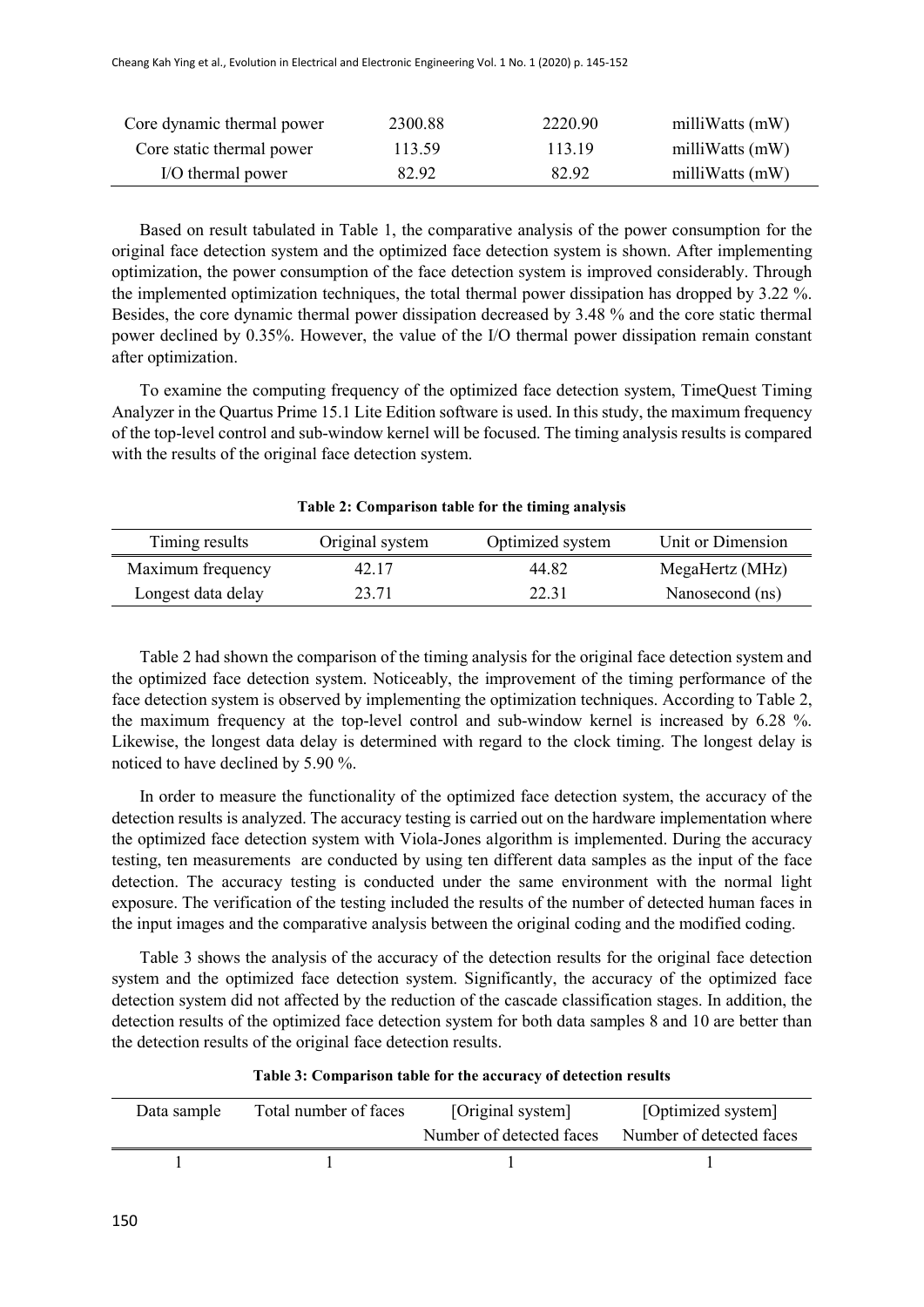| Core dynamic thermal power | 2300.88 | 2220.90 | milliWatts (mW) |
|---|---|---|---|
| Core static thermal power | 113.59 | 113.19 | milliWatts (mW) |
| I/O thermal power | 82.92 | 82.92 | milliWatts (mW) |

Based on result tabulated in Table 1, the comparative analysis of the power consumption for the original face detection system and the optimized face detection system is shown. After implementing optimization, the power consumption of the face detection system is improved considerably. Through the implemented optimization techniques, the total thermal power dissipation has dropped by 3.22 %. Besides, the core dynamic thermal power dissipation decreased by 3.48 % and the core static thermal power declined by 0.35%. However, the value of the I/O thermal power dissipation remain constant after optimization.

To examine the computing frequency of the optimized face detection system, TimeQuest Timing Analyzer in the Quartus Prime 15.1 Lite Edition software is used. In this study, the maximum frequency of the top-level control and sub-window kernel will be focused. The timing analysis results is compared with the results of the original face detection system.

**Table 2: Comparison table for the timing analysis**

| Timing results | Original system | Optimized system | Unit or Dimension |
|---|---|---|---|
| Maximum frequency | 42.17 | 44.82 | MegaHertz (MHz) |
| Longest data delay | 23.71 | 22.31 | Nanosecond (ns) |

Table 2 had shown the comparison of the timing analysis for the original face detection system and the optimized face detection system. Noticeably, the improvement of the timing performance of the face detection system is observed by implementing the optimization techniques. According to Table 2, the maximum frequency at the top-level control and sub-window kernel is increased by 6.28 %. Likewise, the longest data delay is determined with regard to the clock timing. The longest delay is noticed to have declined by 5.90 %.

In order to measure the functionality of the optimized face detection system, the accuracy of the detection results is analyzed. The accuracy testing is carried out on the hardware implementation where the optimized face detection system with Viola-Jones algorithm is implemented. During the accuracy testing, ten measurements are conducted by using ten different data samples as the input of the face detection. The accuracy testing is conducted under the same environment with the normal light exposure. The verification of the testing included the results of the number of detected human faces in the input images and the comparative analysis between the original coding and the modified coding.

Table 3 shows the analysis of the accuracy of the detection results for the original face detection system and the optimized face detection system. Significantly, the accuracy of the optimized face detection system did not affected by the reduction of the cascade classification stages. In addition, the detection results of the optimized face detection system for both data samples 8 and 10 are better than the detection results of the original face detection results.

**Table 3: Comparison table for the accuracy of detection results**

| Data sample | Total number of faces | [Original system] Number of detected faces | [Optimized system] Number of detected faces |
|---|---|---|---|
| 1 | 1 | 1 | 1 |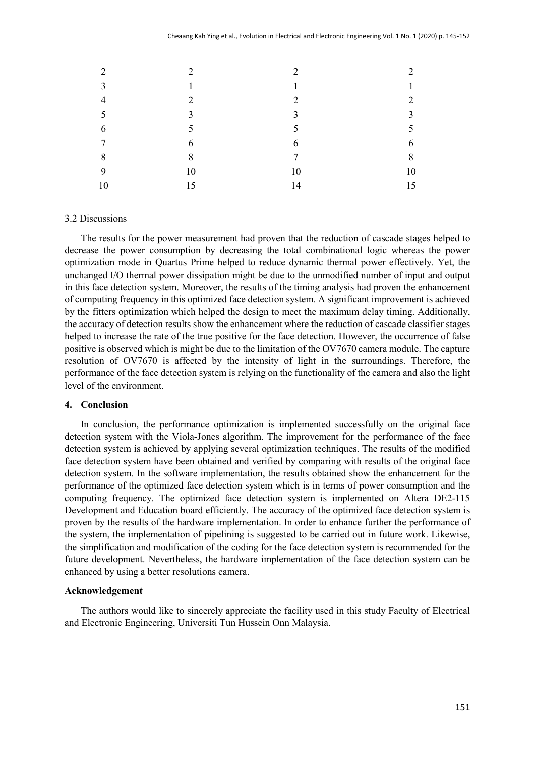| | | | |
|---|---|---|---|
| 2 | 2 | 2 | 2 |
| 3 | 1 | 1 | 1 |
| 4 | 2 | 2 | 2 |
| 5 | 3 | 3 | 3 |
| 6 | 5 | 5 | 5 |
| 7 | 6 | 6 | 6 |
| 8 | 8 | 7 | 8 |
| 9 | 10 | 10 | 10 |
| 10 | 15 | 14 | 15 |

### 3.2 Discussions

The results for the power measurement had proven that the reduction of cascade stages helped to decrease the power consumption by decreasing the total combinational logic whereas the power optimization mode in Quartus Prime helped to reduce dynamic thermal power effectively. Yet, the unchanged I/O thermal power dissipation might be due to the unmodified number of input and output in this face detection system. Moreover, the results of the timing analysis had proven the enhancement of computing frequency in this optimized face detection system. A significant improvement is achieved by the fitters optimization which helped the design to meet the maximum delay timing. Additionally, the accuracy of detection results show the enhancement where the reduction of cascade classifier stages helped to increase the rate of the true positive for the face detection. However, the occurrence of false positive is observed which is might be due to the limitation of the OV7670 camera module. The capture resolution of OV7670 is affected by the intensity of light in the surroundings. Therefore, the performance of the face detection system is relying on the functionality of the camera and also the light level of the environment.

## 4. Conclusion

In conclusion, the performance optimization is implemented successfully on the original face detection system with the Viola-Jones algorithm. The improvement for the performance of the face detection system is achieved by applying several optimization techniques. The results of the modified face detection system have been obtained and verified by comparing with results of the original face detection system. In the software implementation, the results obtained show the enhancement for the performance of the optimized face detection system which is in terms of power consumption and the computing frequency. The optimized face detection system is implemented on Altera DE2-115 Development and Education board efficiently. The accuracy of the optimized face detection system is proven by the results of the hardware implementation. In order to enhance further the performance of the system, the implementation of pipelining is suggested to be carried out in future work. Likewise, the simplification and modification of the coding for the face detection system is recommended for the future development. Nevertheless, the hardware implementation of the face detection system can be enhanced by using a better resolutions camera.

## Acknowledgement

The authors would like to sincerely appreciate the facility used in this study Faculty of Electrical and Electronic Engineering, Universiti Tun Hussein Onn Malaysia.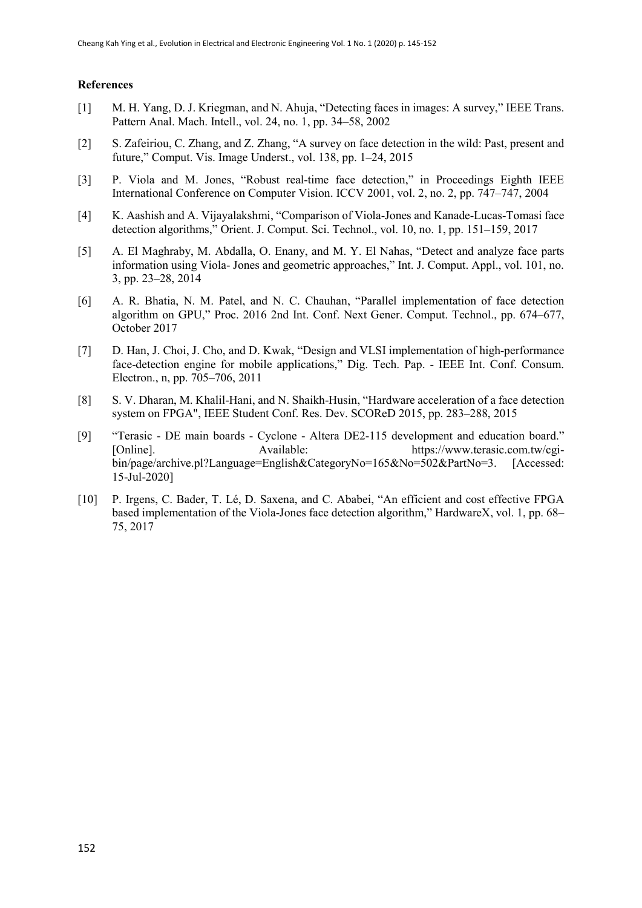## References

[1] M. H. Yang, D. J. Kriegman, and N. Ahuja, “Detecting faces in images: A survey,” IEEE Trans. Pattern Anal. Mach. Intell., vol. 24, no. 1, pp. 34–58, 2002

[2] S. Zafeiriou, C. Zhang, and Z. Zhang, “A survey on face detection in the wild: Past, present and future,” Comput. Vis. Image Underst., vol. 138, pp. 1–24, 2015

[3] P. Viola and M. Jones, “Robust real-time face detection,” in Proceedings Eighth IEEE International Conference on Computer Vision. ICCV 2001, vol. 2, no. 2, pp. 747–747, 2004

[4] K. Aashish and A. Vijayalakshmi, “Comparison of Viola-Jones and Kanade-Lucas-Tomasi face detection algorithms,” Orient. J. Comput. Sci. Technol., vol. 10, no. 1, pp. 151–159, 2017

[5] A. El Maghraby, M. Abdalla, O. Enany, and M. Y. El Nahas, “Detect and analyze face parts information using Viola- Jones and geometric approaches,” Int. J. Comput. Appl., vol. 101, no. 3, pp. 23–28, 2014

[6] A. R. Bhatia, N. M. Patel, and N. C. Chauhan, “Parallel implementation of face detection algorithm on GPU,” Proc. 2016 2nd Int. Conf. Next Gener. Comput. Technol., pp. 674–677, October 2017

[7] D. Han, J. Choi, J. Cho, and D. Kwak, “Design and VLSI implementation of high-performance face-detection engine for mobile applications,” Dig. Tech. Pap. - IEEE Int. Conf. Consum. Electron., n, pp. 705–706, 2011

[8] S. V. Dharan, M. Khalil-Hani, and N. Shaikh-Husin, “Hardware acceleration of a face detection system on FPGA", IEEE Student Conf. Res. Dev. SCOReD 2015, pp. 283–288, 2015

[9] “Terasic - DE main boards - Cyclone - Altera DE2-115 development and education board.” [Online]. Available: https://www.terasic.com.tw/cgi-bin/page/archive.pl?Language=English&CategoryNo=165&No=502&PartNo=3. [Accessed: 15-Jul-2020]

[10] P. Irgens, C. Bader, T. Lé, D. Saxena, and C. Ababei, “An efficient and cost effective FPGA based implementation of the Viola-Jones face detection algorithm,” HardwareX, vol. 1, pp. 68–75, 2017